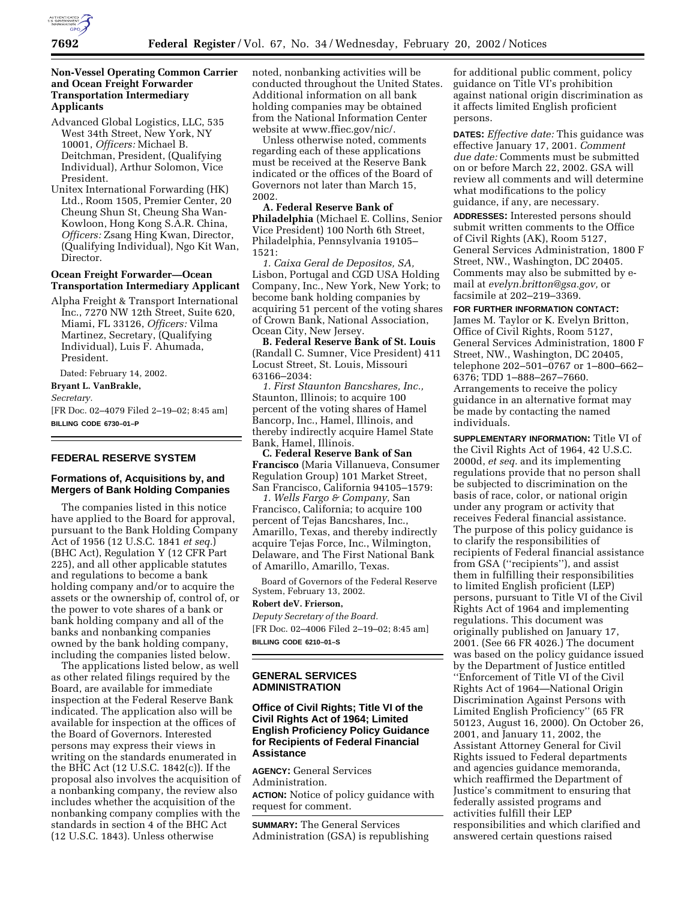### Non-Vessel Operating Common Carrier and Ocean Freight Forwarder Transportation Intermediary Applicants

Advanced Global Logistics, LLC, 535 West 34th Street, New York, NY 10001, *Officers:* Michael B. Deitchman, President, (Qualifying Individual), Arthur Solomon, Vice President.

Unitex International Forwarding (HK) Ltd., Room 1505, Premier Center, 20 Cheung Shun St, Cheung Sha Wan-Kowloon, Hong Kong S.A.R. China, *Officers:* Zsang Hing Kwan, Director, (Qualifying Individual), Ngo Kit Wan, Director.

### Ocean Freight Forwarder—Ocean Transportation Intermediary Applicant

Alpha Freight & Transport International Inc., 7270 NW 12th Street, Suite 620, Miami, FL 33126, *Officers:* Vilma Martinez, Secretary, (Qualifying Individual), Luis F. Ahumada, President.

Dated: February 14, 2002.

**Bryant L. VanBrakle,**

*Secretary.*

[FR Doc. 02–4079 Filed 2–19–02; 8:45 am]

**BILLING CODE 6730–01–P**

## FEDERAL RESERVE SYSTEM

### Formations of, Acquisitions by, and Mergers of Bank Holding Companies

The companies listed in this notice have applied to the Board for approval, pursuant to the Bank Holding Company Act of 1956 (12 U.S.C. 1841 *et seq.*) (BHC Act), Regulation Y (12 CFR Part 225), and all other applicable statutes and regulations to become a bank holding company and/or to acquire the assets or the ownership of, control of, or the power to vote shares of a bank or bank holding company and all of the banks and nonbanking companies owned by the bank holding company, including the companies listed below.

The applications listed below, as well as other related filings required by the Board, are available for immediate inspection at the Federal Reserve Bank indicated. The application also will be available for inspection at the offices of the Board of Governors. Interested persons may express their views in writing on the standards enumerated in the BHC Act (12 U.S.C. 1842(c)). If the proposal also involves the acquisition of a nonbanking company, the review also includes whether the acquisition of the nonbanking company complies with the standards in section 4 of the BHC Act (12 U.S.C. 1843). Unless otherwise noted, nonbanking activities will be conducted throughout the United States. Additional information on all bank holding companies may be obtained from the National Information Center website at www.ffiec.gov/nic/.

Unless otherwise noted, comments regarding each of these applications must be received at the Reserve Bank indicated or the offices of the Board of Governors not later than March 15, 2002.

**A. Federal Reserve Bank of Philadelphia** (Michael E. Collins, Senior Vice President) 100 North 6th Street, Philadelphia, Pennsylvania 19105–1521:

*1. Caixa Geral de Depositos, SA,* Lisbon, Portugal and CGD USA Holding Company, Inc., New York, New York; to become bank holding companies by acquiring 51 percent of the voting shares of Crown Bank, National Association, Ocean City, New Jersey.

**B. Federal Reserve Bank of St. Louis** (Randall C. Sumner, Vice President) 411 Locust Street, St. Louis, Missouri 63166–2034:

*1. First Staunton Bancshares, Inc.,* Staunton, Illinois; to acquire 100 percent of the voting shares of Hamel Bancorp, Inc., Hamel, Illinois, and thereby indirectly acquire Hamel State Bank, Hamel, Illinois.

**C. Federal Reserve Bank of San Francisco** (Maria Villanueva, Consumer Regulation Group) 101 Market Street, San Francisco, California 94105–1579:

*1. Wells Fargo & Company,* San Francisco, California; to acquire 100 percent of Tejas Bancshares, Inc., Amarillo, Texas, and thereby indirectly acquire Tejas Force, Inc., Wilmington, Delaware, and The First National Bank of Amarillo, Amarillo, Texas.

Board of Governors of the Federal Reserve System, February 13, 2002.

**Robert deV. Frierson,**

*Deputy Secretary of the Board.*

[FR Doc. 02–4006 Filed 2–19–02; 8:45 am]

**BILLING CODE 6210–01–S**

## GENERAL SERVICES ADMINISTRATION

### Office of Civil Rights; Title VI of the Civil Rights Act of 1964; Limited English Proficiency Policy Guidance for Recipients of Federal Financial Assistance

**AGENCY:** General Services Administration.

**ACTION:** Notice of policy guidance with request for comment.

**SUMMARY:** The General Services Administration (GSA) is republishing for additional public comment, policy guidance on Title VI's prohibition against national origin discrimination as it affects limited English proficient persons.

**DATES:** *Effective date:* This guidance was effective January 17, 2001. *Comment due date:* Comments must be submitted on or before March 22, 2002. GSA will review all comments and will determine what modifications to the policy guidance, if any, are necessary.

**ADDRESSES:** Interested persons should submit written comments to the Office of Civil Rights (AK), Room 5127, General Services Administration, 1800 F Street, NW., Washington, DC 20405. Comments may also be submitted by e-mail at *evelyn.britton@gsa.gov,* or facsimile at 202–219–3369.

**FOR FURTHER INFORMATION CONTACT:** James M. Taylor or K. Evelyn Britton, Office of Civil Rights, Room 5127, General Services Administration, 1800 F Street, NW., Washington, DC 20405, telephone 202–501–0767 or 1–800–662–6376; TDD 1–888–267–7660. Arrangements to receive the policy guidance in an alternative format may be made by contacting the named individuals.

**SUPPLEMENTARY INFORMATION:** Title VI of the Civil Rights Act of 1964, 42 U.S.C. 2000d, *et seq.* and its implementing regulations provide that no person shall be subjected to discrimination on the basis of race, color, or national origin under any program or activity that receives Federal financial assistance. The purpose of this policy guidance is to clarify the responsibilities of recipients of Federal financial assistance from GSA (''recipients''), and assist them in fulfilling their responsibilities to limited English proficient (LEP) persons, pursuant to Title VI of the Civil Rights Act of 1964 and implementing regulations. This document was originally published on January 17, 2001. (See 66 FR 4026.) The document was based on the policy guidance issued by the Department of Justice entitled ''Enforcement of Title VI of the Civil Rights Act of 1964—National Origin Discrimination Against Persons with Limited English Proficiency'' (65 FR 50123, August 16, 2000). On October 26, 2001, and January 11, 2002, the Assistant Attorney General for Civil Rights issued to Federal departments and agencies guidance memoranda, which reaffirmed the Department of Justice's commitment to ensuring that federally assisted programs and activities fulfill their LEP responsibilities and which clarified and answered certain questions raised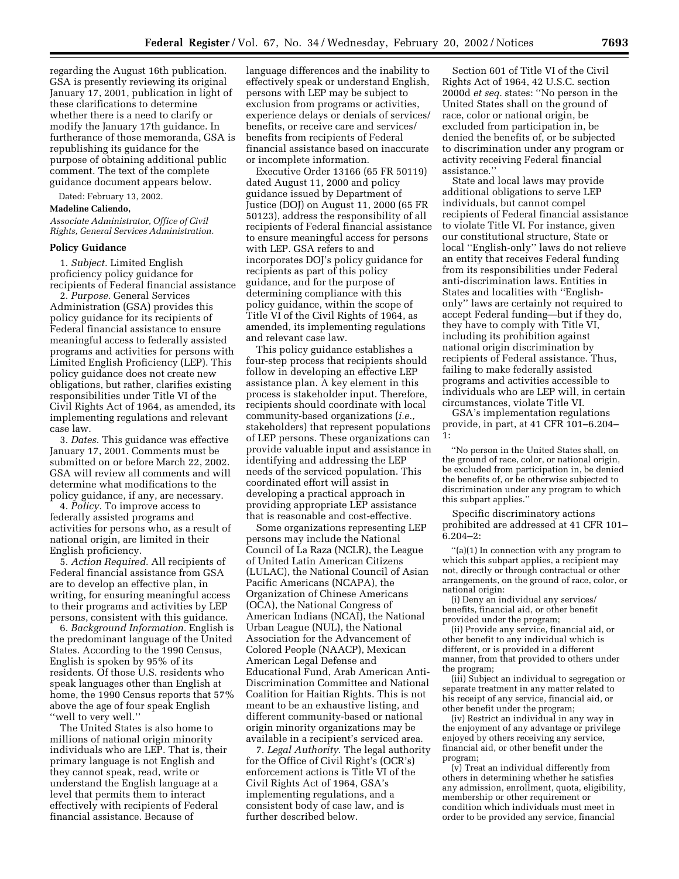regarding the August 16th publication. GSA is presently reviewing its original January 17, 2001, publication in light of these clarifications to determine whether there is a need to clarify or modify the January 17th guidance. In furtherance of those memoranda, GSA is republishing its guidance for the purpose of obtaining additional public comment. The text of the complete guidance document appears below.

Dated: February 13, 2002.

**Madeline Caliendo,**

*Associate Administrator, Office of Civil Rights, General Services Administration.*

## Policy Guidance

1. *Subject.* Limited English proficiency policy guidance for recipients of Federal financial assistance

2. *Purpose.* General Services Administration (GSA) provides this policy guidance for its recipients of Federal financial assistance to ensure meaningful access to federally assisted programs and activities for persons with Limited English Proficiency (LEP). This policy guidance does not create new obligations, but rather, clarifies existing responsibilities under Title VI of the Civil Rights Act of 1964, as amended, its implementing regulations and relevant case law.

3. *Dates.* This guidance was effective January 17, 2001. Comments must be submitted on or before March 22, 2002. GSA will review all comments and will determine what modifications to the policy guidance, if any, are necessary.

4. *Policy.* To improve access to federally assisted programs and activities for persons who, as a result of national origin, are limited in their English proficiency.

5. *Action Required.* All recipients of Federal financial assistance from GSA are to develop an effective plan, in writing, for ensuring meaningful access to their programs and activities by LEP persons, consistent with this guidance.

6. *Background Information.* English is the predominant language of the United States. According to the 1990 Census, English is spoken by 95% of its residents. Of those U.S. residents who speak languages other than English at home, the 1990 Census reports that 57% above the age of four speak English ''well to very well.''

The United States is also home to millions of national origin minority individuals who are LEP. That is, their primary language is not English and they cannot speak, read, write or understand the English language at a level that permits them to interact effectively with recipients of Federal financial assistance. Because of language differences and the inability to effectively speak or understand English, persons with LEP may be subject to exclusion from programs or activities, experience delays or denials of services/benefits, or receive care and services/benefits from recipients of Federal financial assistance based on inaccurate or incomplete information.

Executive Order 13166 (65 FR 50119) dated August 11, 2000 and policy guidance issued by Department of Justice (DOJ) on August 11, 2000 (65 FR 50123), address the responsibility of all recipients of Federal financial assistance to ensure meaningful access for persons with LEP. GSA refers to and incorporates DOJ's policy guidance for recipients as part of this policy guidance, and for the purpose of determining compliance with this policy guidance, within the scope of Title VI of the Civil Rights of 1964, as amended, its implementing regulations and relevant case law.

This policy guidance establishes a four-step process that recipients should follow in developing an effective LEP assistance plan. A key element in this process is stakeholder input. Therefore, recipients should coordinate with local community-based organizations (*i.e.,* stakeholders) that represent populations of LEP persons. These organizations can provide valuable input and assistance in identifying and addressing the LEP needs of the serviced population. This coordinated effort will assist in developing a practical approach in providing appropriate LEP assistance that is reasonable and cost-effective.

Some organizations representing LEP persons may include the National Council of La Raza (NCLR), the League of United Latin American Citizens (LULAC), the National Council of Asian Pacific Americans (NCAPA), the Organization of Chinese Americans (OCA), the National Congress of American Indians (NCAI), the National Urban League (NUL), the National Association for the Advancement of Colored People (NAACP), Mexican American Legal Defense and Educational Fund, Arab American Anti-Discrimination Committee and National Coalition for Haitian Rights. This is not meant to be an exhaustive listing, and different community-based or national origin minority organizations may be available in a recipient's serviced area.

7. *Legal Authority.* The legal authority for the Office of Civil Right's (OCR's) enforcement actions is Title VI of the Civil Rights Act of 1964, GSA's implementing regulations, and a consistent body of case law, and is further described below.

Section 601 of Title VI of the Civil Rights Act of 1964, 42 U.S.C. section 2000d *et seq.* states: ''No person in the United States shall on the ground of race, color or national origin, be excluded from participation in, be denied the benefits of, or be subjected to discrimination under any program or activity receiving Federal financial assistance.''

State and local laws may provide additional obligations to serve LEP individuals, but cannot compel recipients of Federal financial assistance to violate Title VI. For instance, given our constitutional structure, State or local ''English-only'' laws do not relieve an entity that receives Federal funding from its responsibilities under Federal anti-discrimination laws. Entities in States and localities with ''English-only'' laws are certainly not required to accept Federal funding—but if they do, they have to comply with Title VI, including its prohibition against national origin discrimination by recipients of Federal assistance. Thus, failing to make federally assisted programs and activities accessible to individuals who are LEP will, in certain circumstances, violate Title VI.

GSA's implementation regulations provide, in part, at 41 CFR 101–6.204–1:

> ''No person in the United States shall, on the ground of race, color, or national origin, be excluded from participation in, be denied the benefits of, or be otherwise subjected to discrimination under any program to which this subpart applies.''

Specific discriminatory actions prohibited are addressed at 41 CFR 101–6.204–2:

> ''(a)(1) In connection with any program to which this subpart applies, a recipient may not, directly or through contractual or other arrangements, on the ground of race, color, or national origin:
>
> (i) Deny an individual any services/benefits, financial aid, or other benefit provided under the program;
>
> (ii) Provide any service, financial aid, or other benefit to any individual which is different, or is provided in a different manner, from that provided to others under the program;
>
> (iii) Subject an individual to segregation or separate treatment in any matter related to his receipt of any service, financial aid, or other benefit under the program;
>
> (iv) Restrict an individual in any way in the enjoyment of any advantage or privilege enjoyed by others receiving any service, financial aid, or other benefit under the program;
>
> (v) Treat an individual differently from others in determining whether he satisfies any admission, enrollment, quota, eligibility, membership or other requirement or condition which individuals must meet in order to be provided any service, financial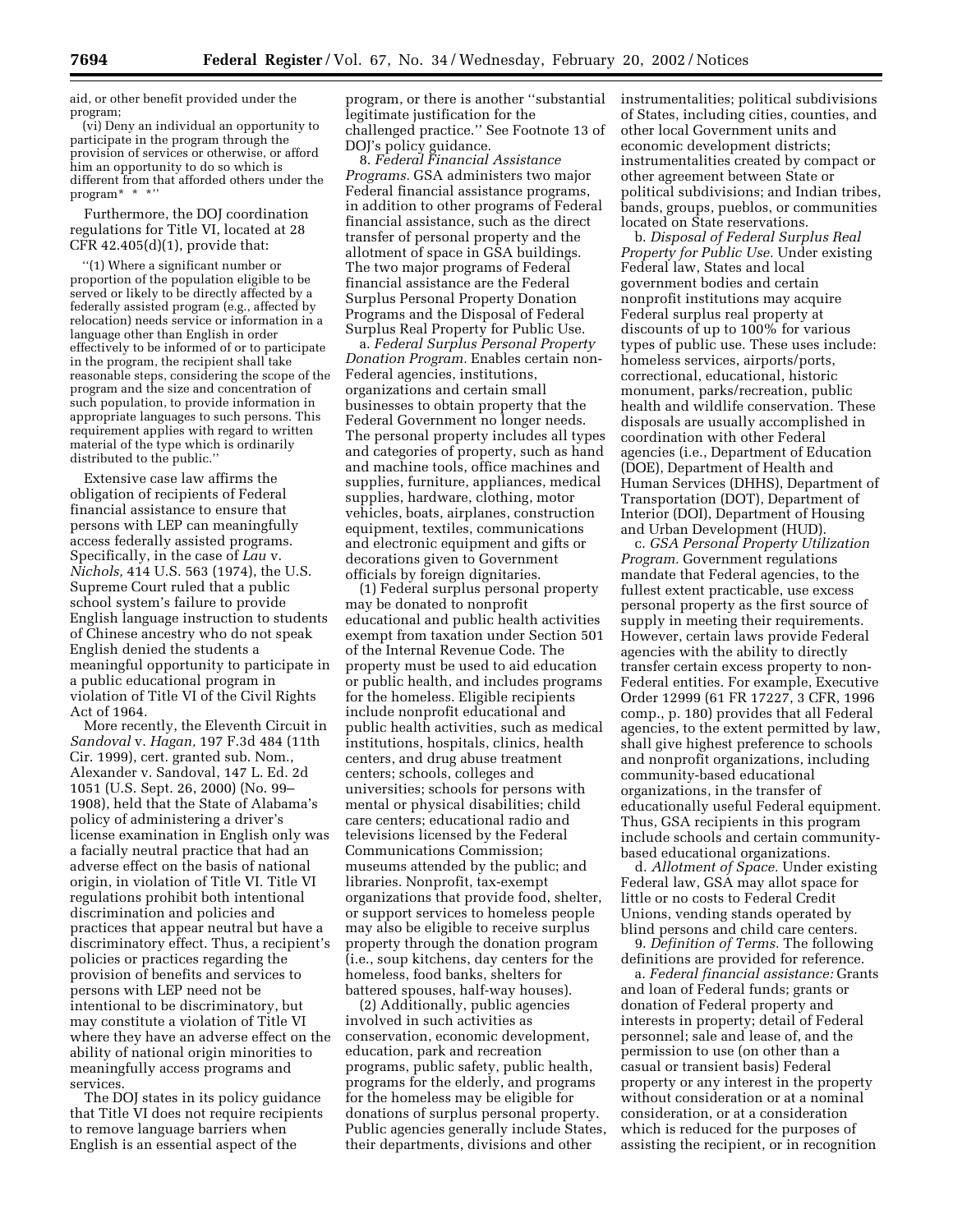aid, or other benefit provided under the program;

(vi) Deny an individual an opportunity to participate in the program through the provision of services or otherwise, or afford him an opportunity to do so which is different from that afforded others under the program* * *''

Furthermore, the DOJ coordination regulations for Title VI, located at 28 CFR 42.405(d)(1), provide that:

''(1) Where a significant number or proportion of the population eligible to be served or likely to be directly affected by a federally assisted program (e.g., affected by relocation) needs service or information in a language other than English in order effectively to be informed of or to participate in the program, the recipient shall take reasonable steps, considering the scope of the program and the size and concentration of such population, to provide information in appropriate languages to such persons. This requirement applies with regard to written material of the type which is ordinarily distributed to the public.''

Extensive case law affirms the obligation of recipients of Federal financial assistance to ensure that persons with LEP can meaningfully access federally assisted programs. Specifically, in the case of *Lau* v. *Nichols,* 414 U.S. 563 (1974), the U.S. Supreme Court ruled that a public school system's failure to provide English language instruction to students of Chinese ancestry who do not speak English denied the students a meaningful opportunity to participate in a public educational program in violation of Title VI of the Civil Rights Act of 1964.

More recently, the Eleventh Circuit in *Sandoval* v. *Hagan,* 197 F.3d 484 (11th Cir. 1999), cert. granted sub. Nom., Alexander v. Sandoval, 147 L. Ed. 2d 1051 (U.S. Sept. 26, 2000) (No. 99–1908), held that the State of Alabama's policy of administering a driver's license examination in English only was a facially neutral practice that had an adverse effect on the basis of national origin, in violation of Title VI. Title VI regulations prohibit both intentional discrimination and policies and practices that appear neutral but have a discriminatory effect. Thus, a recipient's policies or practices regarding the provision of benefits and services to persons with LEP need not be intentional to be discriminatory, but may constitute a violation of Title VI where they have an adverse effect on the ability of national origin minorities to meaningfully access programs and services.

The DOJ states in its policy guidance that Title VI does not require recipients to remove language barriers when English is an essential aspect of the program, or there is another ''substantial legitimate justification for the challenged practice.'' See Footnote 13 of DOJ's policy guidance.

8. *Federal Financial Assistance Programs.* GSA administers two major Federal financial assistance programs, in addition to other programs of Federal financial assistance, such as the direct transfer of personal property and the allotment of space in GSA buildings. The two major programs of Federal financial assistance are the Federal Surplus Personal Property Donation Programs and the Disposal of Federal Surplus Real Property for Public Use.

a. *Federal Surplus Personal Property Donation Program.* Enables certain non-Federal agencies, institutions, organizations and certain small businesses to obtain property that the Federal Government no longer needs. The personal property includes all types and categories of property, such as hand and machine tools, office machines and supplies, furniture, appliances, medical supplies, hardware, clothing, motor vehicles, boats, airplanes, construction equipment, textiles, communications and electronic equipment and gifts or decorations given to Government officials by foreign dignitaries.

(1) Federal surplus personal property may be donated to nonprofit educational and public health activities exempt from taxation under Section 501 of the Internal Revenue Code. The property must be used to aid education or public health, and includes programs for the homeless. Eligible recipients include nonprofit educational and public health activities, such as medical institutions, hospitals, clinics, health centers, and drug abuse treatment centers; schools, colleges and universities; schools for persons with mental or physical disabilities; child care centers; educational radio and televisions licensed by the Federal Communications Commission; museums attended by the public; and libraries. Nonprofit, tax-exempt organizations that provide food, shelter, or support services to homeless people may also be eligible to receive surplus property through the donation program (i.e., soup kitchens, day centers for the homeless, food banks, shelters for battered spouses, half-way houses).

(2) Additionally, public agencies involved in such activities as conservation, economic development, education, park and recreation programs, public safety, public health, programs for the elderly, and programs for the homeless may be eligible for donations of surplus personal property. Public agencies generally include States, their departments, divisions and other instrumentalities; political subdivisions of States, including cities, counties, and other local Government units and economic development districts; instrumentalities created by compact or other agreement between State or political subdivisions; and Indian tribes, bands, groups, pueblos, or communities located on State reservations.

b. *Disposal of Federal Surplus Real Property for Public Use.* Under existing Federal law, States and local government bodies and certain nonprofit institutions may acquire Federal surplus real property at discounts of up to 100% for various types of public use. These uses include: homeless services, airports/ports, correctional, educational, historic monument, parks/recreation, public health and wildlife conservation. These disposals are usually accomplished in coordination with other Federal agencies (i.e., Department of Education (DOE), Department of Health and Human Services (DHHS), Department of Transportation (DOT), Department of Interior (DOI), Department of Housing and Urban Development (HUD).

c. *GSA Personal Property Utilization Program.* Government regulations mandate that Federal agencies, to the fullest extent practicable, use excess personal property as the first source of supply in meeting their requirements. However, certain laws provide Federal agencies with the ability to directly transfer certain excess property to non-Federal entities. For example, Executive Order 12999 (61 FR 17227, 3 CFR, 1996 comp., p. 180) provides that all Federal agencies, to the extent permitted by law, shall give highest preference to schools and nonprofit organizations, including community-based educational organizations, in the transfer of educationally useful Federal equipment. Thus, GSA recipients in this program include schools and certain community-based educational organizations.

d. *Allotment of Space.* Under existing Federal law, GSA may allot space for little or no costs to Federal Credit Unions, vending stands operated by blind persons and child care centers.

9. *Definition of Terms.* The following definitions are provided for reference.

a. *Federal financial assistance:* Grants and loan of Federal funds; grants or donation of Federal property and interests in property; detail of Federal personnel; sale and lease of, and the permission to use (on other than a casual or transient basis) Federal property or any interest in the property without consideration or at a nominal consideration, or at a consideration which is reduced for the purposes of assisting the recipient, or in recognition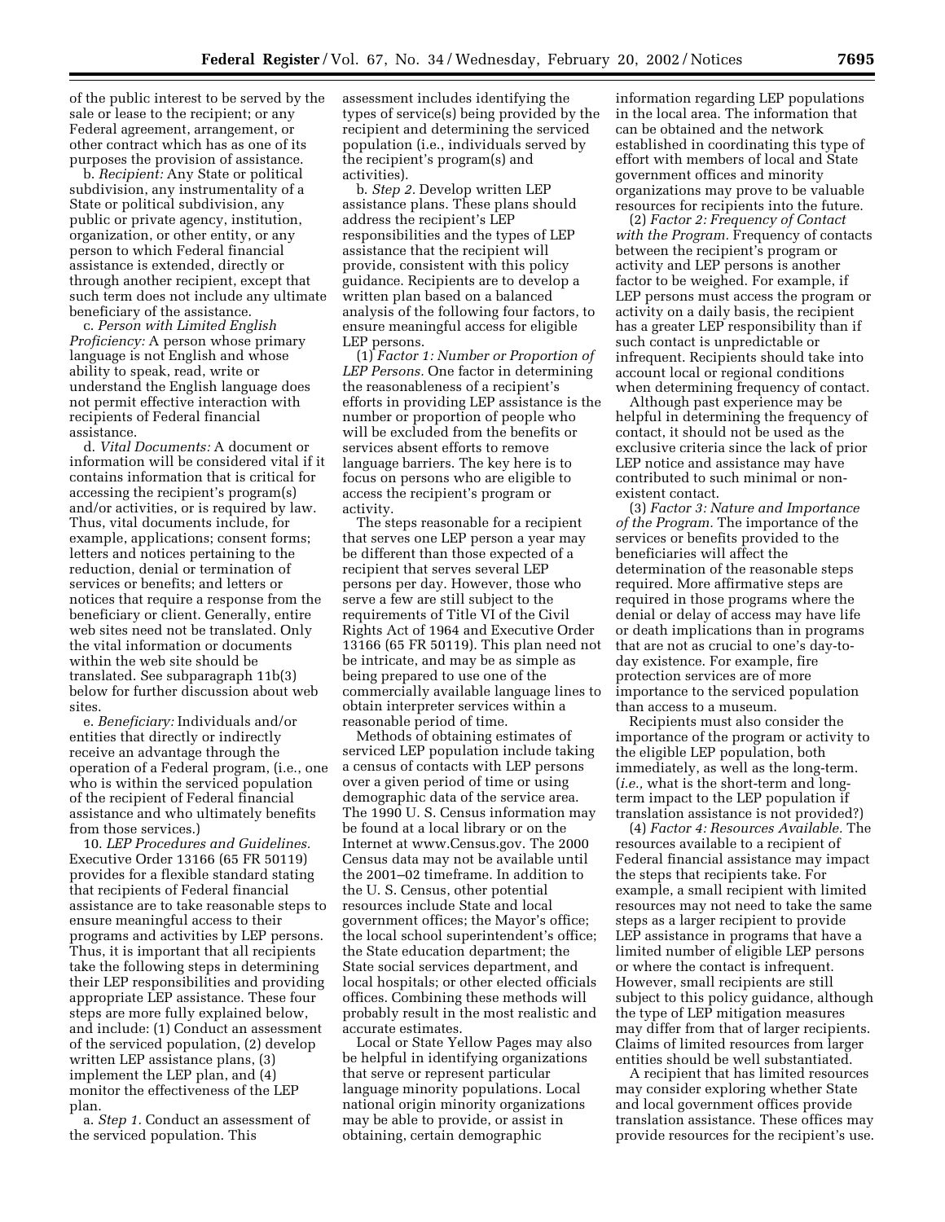of the public interest to be served by the sale or lease to the recipient; or any Federal agreement, arrangement, or other contract which has as one of its purposes the provision of assistance.

b. *Recipient:* Any State or political subdivision, any instrumentality of a State or political subdivision, any public or private agency, institution, organization, or other entity, or any person to which Federal financial assistance is extended, directly or through another recipient, except that such term does not include any ultimate beneficiary of the assistance.

c. *Person with Limited English Proficiency:* A person whose primary language is not English and whose ability to speak, read, write or understand the English language does not permit effective interaction with recipients of Federal financial assistance.

d. *Vital Documents:* A document or information will be considered vital if it contains information that is critical for accessing the recipient's program(s) and/or activities, or is required by law. Thus, vital documents include, for example, applications; consent forms; letters and notices pertaining to the reduction, denial or termination of services or benefits; and letters or notices that require a response from the beneficiary or client. Generally, entire web sites need not be translated. Only the vital information or documents within the web site should be translated. See subparagraph 11b(3) below for further discussion about web sites.

e. *Beneficiary:* Individuals and/or entities that directly or indirectly receive an advantage through the operation of a Federal program, (i.e., one who is within the serviced population of the recipient of Federal financial assistance and who ultimately benefits from those services.)

10. *LEP Procedures and Guidelines.* Executive Order 13166 (65 FR 50119) provides for a flexible standard stating that recipients of Federal financial assistance are to take reasonable steps to ensure meaningful access to their programs and activities by LEP persons. Thus, it is important that all recipients take the following steps in determining their LEP responsibilities and providing appropriate LEP assistance. These four steps are more fully explained below, and include: (1) Conduct an assessment of the serviced population, (2) develop written LEP assistance plans, (3) implement the LEP plan, and (4) monitor the effectiveness of the LEP plan.

a. *Step 1.* Conduct an assessment of the serviced population. This assessment includes identifying the types of service(s) being provided by the recipient and determining the serviced population (i.e., individuals served by the recipient's program(s) and activities).

b. *Step 2.* Develop written LEP assistance plans. These plans should address the recipient's LEP responsibilities and the types of LEP assistance that the recipient will provide, consistent with this policy guidance. Recipients are to develop a written plan based on a balanced analysis of the following four factors, to ensure meaningful access for eligible LEP persons.

(1) *Factor 1: Number or Proportion of LEP Persons.* One factor in determining the reasonableness of a recipient's efforts in providing LEP assistance is the number or proportion of people who will be excluded from the benefits or services absent efforts to remove language barriers. The key here is to focus on persons who are eligible to access the recipient's program or activity.

The steps reasonable for a recipient that serves one LEP person a year may be different than those expected of a recipient that serves several LEP persons per day. However, those who serve a few are still subject to the requirements of Title VI of the Civil Rights Act of 1964 and Executive Order 13166 (65 FR 50119). This plan need not be intricate, and may be as simple as being prepared to use one of the commercially available language lines to obtain interpreter services within a reasonable period of time.

Methods of obtaining estimates of serviced LEP population include taking a census of contacts with LEP persons over a given period of time or using demographic data of the service area. The 1990 U. S. Census information may be found at a local library or on the Internet at www.Census.gov. The 2000 Census data may not be available until the 2001–02 timeframe. In addition to the U. S. Census, other potential resources include State and local government offices; the Mayor's office; the local school superintendent's office; the State education department; the State social services department, and local hospitals; or other elected officials offices. Combining these methods will probably result in the most realistic and accurate estimates.

Local or State Yellow Pages may also be helpful in identifying organizations that serve or represent particular language minority populations. Local national origin minority organizations may be able to provide, or assist in obtaining, certain demographic information regarding LEP populations in the local area. The information that can be obtained and the network established in coordinating this type of effort with members of local and State government offices and minority organizations may prove to be valuable resources for recipients into the future.

(2) *Factor 2: Frequency of Contact with the Program.* Frequency of contacts between the recipient's program or activity and LEP persons is another factor to be weighed. For example, if LEP persons must access the program or activity on a daily basis, the recipient has a greater LEP responsibility than if such contact is unpredictable or infrequent. Recipients should take into account local or regional conditions when determining frequency of contact.

Although past experience may be helpful in determining the frequency of contact, it should not be used as the exclusive criteria since the lack of prior LEP notice and assistance may have contributed to such minimal or non-existent contact.

(3) *Factor 3: Nature and Importance of the Program.* The importance of the services or benefits provided to the beneficiaries will affect the determination of the reasonable steps required. More affirmative steps are required in those programs where the denial or delay of access may have life or death implications than in programs that are not as crucial to one's day-to-day existence. For example, fire protection services are of more importance to the serviced population than access to a museum.

Recipients must also consider the importance of the program or activity to the eligible LEP population, both immediately, as well as the long-term. (*i.e.,* what is the short-term and long-term impact to the LEP population if translation assistance is not provided?)

(4) *Factor 4: Resources Available.* The resources available to a recipient of Federal financial assistance may impact the steps that recipients take. For example, a small recipient with limited resources may not need to take the same steps as a larger recipient to provide LEP assistance in programs that have a limited number of eligible LEP persons or where the contact is infrequent. However, small recipients are still subject to this policy guidance, although the type of LEP mitigation measures may differ from that of larger recipients. Claims of limited resources from larger entities should be well substantiated.

A recipient that has limited resources may consider exploring whether State and local government offices provide translation assistance. These offices may provide resources for the recipient's use.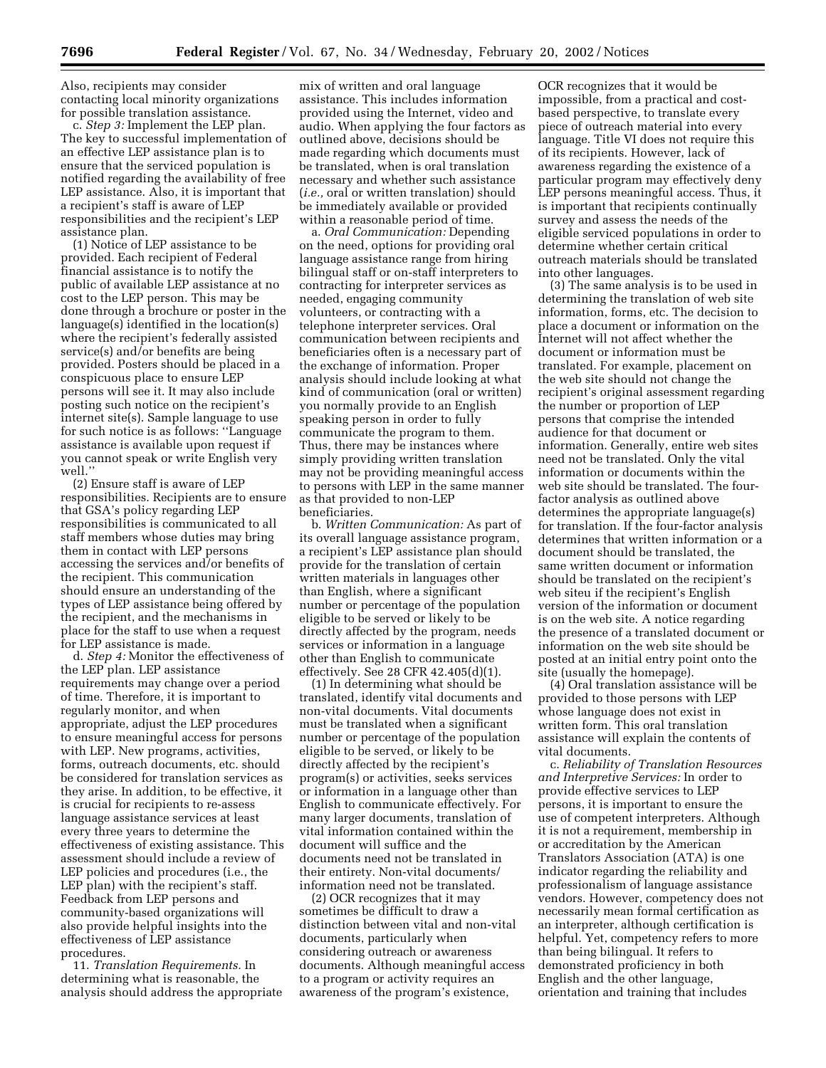Also, recipients may consider contacting local minority organizations for possible translation assistance.

c. *Step 3:* Implement the LEP plan. The key to successful implementation of an effective LEP assistance plan is to ensure that the serviced population is notified regarding the availability of free LEP assistance. Also, it is important that a recipient's staff is aware of LEP responsibilities and the recipient's LEP assistance plan.

(1) Notice of LEP assistance to be provided. Each recipient of Federal financial assistance is to notify the public of available LEP assistance at no cost to the LEP person. This may be done through a brochure or poster in the language(s) identified in the location(s) where the recipient's federally assisted service(s) and/or benefits are being provided. Posters should be placed in a conspicuous place to ensure LEP persons will see it. It may also include posting such notice on the recipient's internet site(s). Sample language to use for such notice is as follows: ''Language assistance is available upon request if you cannot speak or write English very well.''

(2) Ensure staff is aware of LEP responsibilities. Recipients are to ensure that GSA's policy regarding LEP responsibilities is communicated to all staff members whose duties may bring them in contact with LEP persons accessing the services and/or benefits of the recipient. This communication should ensure an understanding of the types of LEP assistance being offered by the recipient, and the mechanisms in place for the staff to use when a request for LEP assistance is made.

d. *Step 4:* Monitor the effectiveness of the LEP plan. LEP assistance requirements may change over a period of time. Therefore, it is important to regularly monitor, and when appropriate, adjust the LEP procedures to ensure meaningful access for persons with LEP. New programs, activities, forms, outreach documents, etc. should be considered for translation services as they arise. In addition, to be effective, it is crucial for recipients to re-assess language assistance services at least every three years to determine the effectiveness of existing assistance. This assessment should include a review of LEP policies and procedures (i.e., the LEP plan) with the recipient's staff. Feedback from LEP persons and community-based organizations will also provide helpful insights into the effectiveness of LEP assistance procedures.

11. *Translation Requirements.* In determining what is reasonable, the analysis should address the appropriate mix of written and oral language assistance. This includes information provided using the Internet, video and audio. When applying the four factors as outlined above, decisions should be made regarding which documents must be translated, when is oral translation necessary and whether such assistance (*i.e.,* oral or written translation) should be immediately available or provided within a reasonable period of time.

a. *Oral Communication:* Depending on the need, options for providing oral language assistance range from hiring bilingual staff or on-staff interpreters to contracting for interpreter services as needed, engaging community volunteers, or contracting with a telephone interpreter services. Oral communication between recipients and beneficiaries often is a necessary part of the exchange of information. Proper analysis should include looking at what kind of communication (oral or written) you normally provide to an English speaking person in order to fully communicate the program to them. Thus, there may be instances where simply providing written translation may not be providing meaningful access to persons with LEP in the same manner as that provided to non-LEP beneficiaries.

b. *Written Communication:* As part of its overall language assistance program, a recipient's LEP assistance plan should provide for the translation of certain written materials in languages other than English, where a significant number or percentage of the population eligible to be served or likely to be directly affected by the program, needs services or information in a language other than English to communicate effectively. See 28 CFR 42.405(d)(1).

(1) In determining what should be translated, identify vital documents and non-vital documents. Vital documents must be translated when a significant number or percentage of the population eligible to be served, or likely to be directly affected by the recipient's program(s) or activities, seeks services or information in a language other than English to communicate effectively. For many larger documents, translation of vital information contained within the document will suffice and the documents need not be translated in their entirety. Non-vital documents/information need not be translated.

(2) OCR recognizes that it may sometimes be difficult to draw a distinction between vital and non-vital documents, particularly when considering outreach or awareness documents. Although meaningful access to a program or activity requires an awareness of the program's existence, OCR recognizes that it would be impossible, from a practical and cost-based perspective, to translate every piece of outreach material into every language. Title VI does not require this of its recipients. However, lack of awareness regarding the existence of a particular program may effectively deny LEP persons meaningful access. Thus, it is important that recipients continually survey and assess the needs of the eligible serviced populations in order to determine whether certain critical outreach materials should be translated into other languages.

(3) The same analysis is to be used in determining the translation of web site information, forms, etc. The decision to place a document or information on the Internet will not affect whether the document or information must be translated. For example, placement on the web site should not change the recipient's original assessment regarding the number or proportion of LEP persons that comprise the intended audience for that document or information. Generally, entire web sites need not be translated. Only the vital information or documents within the web site should be translated. The four-factor analysis as outlined above determines the appropriate language(s) for translation. If the four-factor analysis determines that written information or a document should be translated, the same written document or information should be translated on the recipient's web siteu if the recipient's English version of the information or document is on the web site. A notice regarding the presence of a translated document or information on the web site should be posted at an initial entry point onto the site (usually the homepage).

(4) Oral translation assistance will be provided to those persons with LEP whose language does not exist in written form. This oral translation assistance will explain the contents of vital documents.

c. *Reliability of Translation Resources and Interpretive Services:* In order to provide effective services to LEP persons, it is important to ensure the use of competent interpreters. Although it is not a requirement, membership in or accreditation by the American Translators Association (ATA) is one indicator regarding the reliability and professionalism of language assistance vendors. However, competency does not necessarily mean formal certification as an interpreter, although certification is helpful. Yet, competency refers to more than being bilingual. It refers to demonstrated proficiency in both English and the other language, orientation and training that includes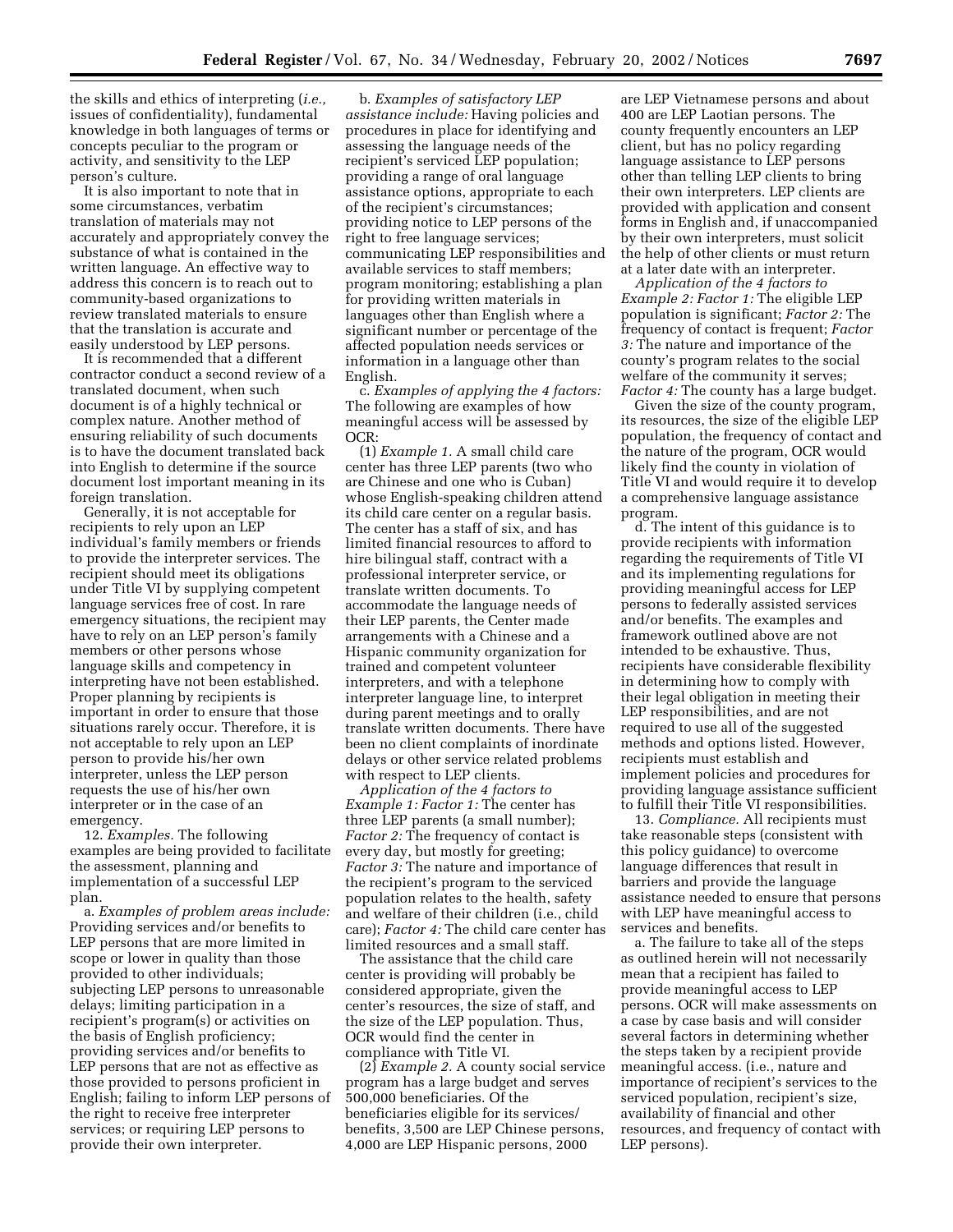the skills and ethics of interpreting (*i.e.,* issues of confidentiality), fundamental knowledge in both languages of terms or concepts peculiar to the program or activity, and sensitivity to the LEP person's culture.

It is also important to note that in some circumstances, verbatim translation of materials may not accurately and appropriately convey the substance of what is contained in the written language. An effective way to address this concern is to reach out to community-based organizations to review translated materials to ensure that the translation is accurate and easily understood by LEP persons.

It is recommended that a different contractor conduct a second review of a translated document, when such document is of a highly technical or complex nature. Another method of ensuring reliability of such documents is to have the document translated back into English to determine if the source document lost important meaning in its foreign translation.

Generally, it is not acceptable for recipients to rely upon an LEP individual's family members or friends to provide the interpreter services. The recipient should meet its obligations under Title VI by supplying competent language services free of cost. In rare emergency situations, the recipient may have to rely on an LEP person's family members or other persons whose language skills and competency in interpreting have not been established. Proper planning by recipients is important in order to ensure that those situations rarely occur. Therefore, it is not acceptable to rely upon an LEP person to provide his/her own interpreter, unless the LEP person requests the use of his/her own interpreter or in the case of an emergency.

12. *Examples.* The following examples are being provided to facilitate the assessment, planning and implementation of a successful LEP plan.

a. *Examples of problem areas include:* Providing services and/or benefits to LEP persons that are more limited in scope or lower in quality than those provided to other individuals; subjecting LEP persons to unreasonable delays; limiting participation in a recipient's program(s) or activities on the basis of English proficiency; providing services and/or benefits to LEP persons that are not as effective as those provided to persons proficient in English; failing to inform LEP persons of the right to receive free interpreter services; or requiring LEP persons to provide their own interpreter.

b. *Examples of satisfactory LEP assistance include:* Having policies and procedures in place for identifying and assessing the language needs of the recipient's serviced LEP population; providing a range of oral language assistance options, appropriate to each of the recipient's circumstances; providing notice to LEP persons of the right to free language services; communicating LEP responsibilities and available services to staff members; program monitoring; establishing a plan for providing written materials in languages other than English where a significant number or percentage of the affected population needs services or information in a language other than English.

c. *Examples of applying the 4 factors:* The following are examples of how meaningful access will be assessed by OCR:

(1) *Example 1.* A small child care center has three LEP parents (two who are Chinese and one who is Cuban) whose English-speaking children attend its child care center on a regular basis. The center has a staff of six, and has limited financial resources to afford to hire bilingual staff, contract with a professional interpreter service, or translate written documents. To accommodate the language needs of their LEP parents, the Center made arrangements with a Chinese and a Hispanic community organization for trained and competent volunteer interpreters, and with a telephone interpreter language line, to interpret during parent meetings and to orally translate written documents. There have been no client complaints of inordinate delays or other service related problems with respect to LEP clients.

*Application of the 4 factors to Example 1: Factor 1:* The center has three LEP parents (a small number); *Factor 2:* The frequency of contact is every day, but mostly for greeting; *Factor 3:* The nature and importance of the recipient's program to the serviced population relates to the health, safety and welfare of their children (i.e., child care); *Factor 4:* The child care center has limited resources and a small staff.

The assistance that the child care center is providing will probably be considered appropriate, given the center's resources, the size of staff, and the size of the LEP population. Thus, OCR would find the center in compliance with Title VI.

(2) *Example 2.* A county social service program has a large budget and serves 500,000 beneficiaries. Of the beneficiaries eligible for its services/benefits, 3,500 are LEP Chinese persons, 4,000 are LEP Hispanic persons, 2000 are LEP Vietnamese persons and about 400 are LEP Laotian persons. The county frequently encounters an LEP client, but has no policy regarding language assistance to LEP persons other than telling LEP clients to bring their own interpreters. LEP clients are provided with application and consent forms in English and, if unaccompanied by their own interpreters, must solicit the help of other clients or must return at a later date with an interpreter.

*Application of the 4 factors to Example 2: Factor 1:* The eligible LEP population is significant; *Factor 2:* The frequency of contact is frequent; *Factor 3:* The nature and importance of the county's program relates to the social welfare of the community it serves; *Factor 4:* The county has a large budget.

Given the size of the county program, its resources, the size of the eligible LEP population, the frequency of contact and the nature of the program, OCR would likely find the county in violation of Title VI and would require it to develop a comprehensive language assistance program.

d. The intent of this guidance is to provide recipients with information regarding the requirements of Title VI and its implementing regulations for providing meaningful access for LEP persons to federally assisted services and/or benefits. The examples and framework outlined above are not intended to be exhaustive. Thus, recipients have considerable flexibility in determining how to comply with their legal obligation in meeting their LEP responsibilities, and are not required to use all of the suggested methods and options listed. However, recipients must establish and implement policies and procedures for providing language assistance sufficient to fulfill their Title VI responsibilities.

13. *Compliance.* All recipients must take reasonable steps (consistent with this policy guidance) to overcome language differences that result in barriers and provide the language assistance needed to ensure that persons with LEP have meaningful access to services and benefits.

a. The failure to take all of the steps as outlined herein will not necessarily mean that a recipient has failed to provide meaningful access to LEP persons. OCR will make assessments on a case by case basis and will consider several factors in determining whether the steps taken by a recipient provide meaningful access. (i.e., nature and importance of recipient's services to the serviced population, recipient's size, availability of financial and other resources, and frequency of contact with LEP persons).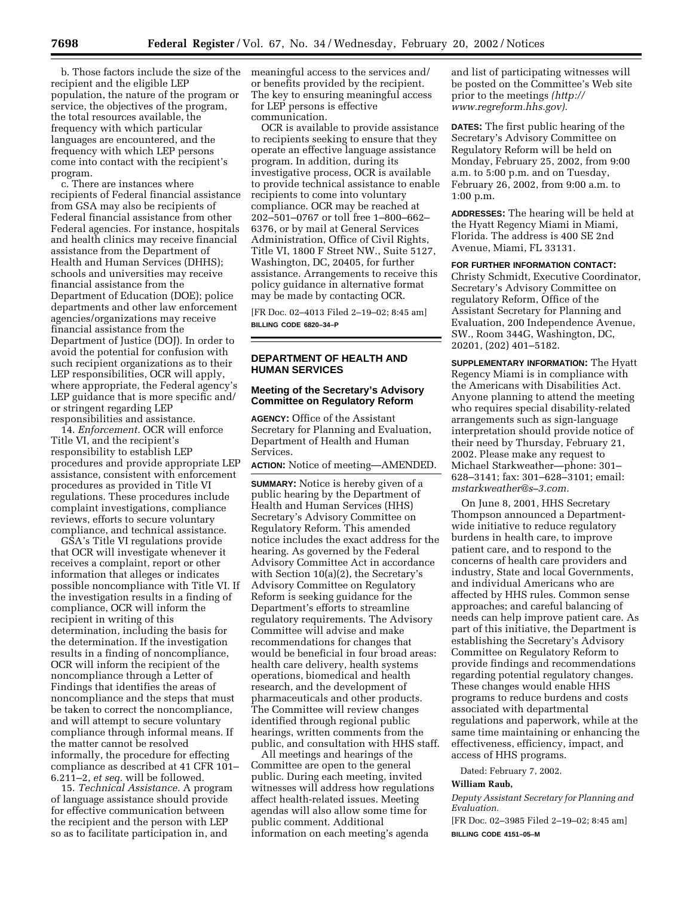b. Those factors include the size of the recipient and the eligible LEP population, the nature of the program or service, the objectives of the program, the total resources available, the frequency with which particular languages are encountered, and the frequency with which LEP persons come into contact with the recipient's program.

c. There are instances where recipients of Federal financial assistance from GSA may also be recipients of Federal financial assistance from other Federal agencies. For instance, hospitals and health clinics may receive financial assistance from the Department of Health and Human Services (DHHS); schools and universities may receive financial assistance from the Department of Education (DOE); police departments and other law enforcement agencies/organizations may receive financial assistance from the Department of Justice (DOJ). In order to avoid the potential for confusion with such recipient organizations as to their LEP responsibilities, OCR will apply, where appropriate, the Federal agency's LEP guidance that is more specific and/ or stringent regarding LEP responsibilities and assistance.

14. *Enforcement.* OCR will enforce Title VI, and the recipient's responsibility to establish LEP procedures and provide appropriate LEP assistance, consistent with enforcement procedures as provided in Title VI regulations. These procedures include complaint investigations, compliance reviews, efforts to secure voluntary compliance, and technical assistance.

GSA's Title VI regulations provide that OCR will investigate whenever it receives a complaint, report or other information that alleges or indicates possible noncompliance with Title VI. If the investigation results in a finding of compliance, OCR will inform the recipient in writing of this determination, including the basis for the determination. If the investigation results in a finding of noncompliance, OCR will inform the recipient of the noncompliance through a Letter of Findings that identifies the areas of noncompliance and the steps that must be taken to correct the noncompliance, and will attempt to secure voluntary compliance through informal means. If the matter cannot be resolved informally, the procedure for effecting compliance as described at 41 CFR 101–6.211–2, *et seq.* will be followed.

15. *Technical Assistance.* A program of language assistance should provide for effective communication between the recipient and the person with LEP so as to facilitate participation in, and meaningful access to the services and/ or benefits provided by the recipient. The key to ensuring meaningful access for LEP persons is effective communication.

OCR is available to provide assistance to recipients seeking to ensure that they operate an effective language assistance program. In addition, during its investigative process, OCR is available to provide technical assistance to enable recipients to come into voluntary compliance. OCR may be reached at 202–501–0767 or toll free 1–800–662–6376, or by mail at General Services Administration, Office of Civil Rights, Title VI, 1800 F Street NW., Suite 5127, Washington, DC, 20405, for further assistance. Arrangements to receive this policy guidance in alternative format may be made by contacting OCR.

[FR Doc. 02–4013 Filed 2–19–02; 8:45 am]

**BILLING CODE 6820–34–P**

## DEPARTMENT OF HEALTH AND HUMAN SERVICES

### Meeting of the Secretary's Advisory Committee on Regulatory Reform

**AGENCY:** Office of the Assistant Secretary for Planning and Evaluation, Department of Health and Human Services.

**ACTION:** Notice of meeting—AMENDED.

**SUMMARY:** Notice is hereby given of a public hearing by the Department of Health and Human Services (HHS) Secretary's Advisory Committee on Regulatory Reform. This amended notice includes the exact address for the hearing. As governed by the Federal Advisory Committee Act in accordance with Section 10(a)(2), the Secretary's Advisory Committee on Regulatory Reform is seeking guidance for the Department's efforts to streamline regulatory requirements. The Advisory Committee will advise and make recommendations for changes that would be beneficial in four broad areas: health care delivery, health systems operations, biomedical and health research, and the development of pharmaceuticals and other products. The Committee will review changes identified through regional public hearings, written comments from the public, and consultation with HHS staff.

All meetings and hearings of the Committee are open to the general public. During each meeting, invited witnesses will address how regulations affect health-related issues. Meeting agendas will also allow some time for public comment. Additional information on each meeting's agenda and list of participating witnesses will be posted on the Committee's Web site prior to the meetings *(http://www.regreform.hhs.gov).*

**DATES:** The first public hearing of the Secretary's Advisory Committee on Regulatory Reform will be held on Monday, February 25, 2002, from 9:00 a.m. to 5:00 p.m. and on Tuesday, February 26, 2002, from 9:00 a.m. to 1:00 p.m.

**ADDRESSES:** The hearing will be held at the Hyatt Regency Miami in Miami, Florida. The address is 400 SE 2nd Avenue, Miami, FL 33131.

**FOR FURTHER INFORMATION CONTACT:** Christy Schmidt, Executive Coordinator, Secretary's Advisory Committee on regulatory Reform, Office of the Assistant Secretary for Planning and Evaluation, 200 Independence Avenue, SW., Room 344G, Washington, DC, 20201, (202) 401–5182.

**SUPPLEMENTARY INFORMATION:** The Hyatt Regency Miami is in compliance with the Americans with Disabilities Act. Anyone planning to attend the meeting who requires special disability-related arrangements such as sign-language interpretation should provide notice of their need by Thursday, February 21, 2002. Please make any request to Michael Starkweather—phone: 301–628–3141; fax: 301–628–3101; email: *mstarkweather@s–3.com.*

On June 8, 2001, HHS Secretary Thompson announced a Department-wide initiative to reduce regulatory burdens in health care, to improve patient care, and to respond to the concerns of health care providers and industry, State and local Governments, and individual Americans who are affected by HHS rules. Common sense approaches; and careful balancing of needs can help improve patient care. As part of this initiative, the Department is establishing the Secretary's Advisory Committee on Regulatory Reform to provide findings and recommendations regarding potential regulatory changes. These changes would enable HHS programs to reduce burdens and costs associated with departmental regulations and paperwork, while at the same time maintaining or enhancing the effectiveness, efficiency, impact, and access of HHS programs.

Dated: February 7, 2002.

**William Raub,**

*Deputy Assistant Secretary for Planning and Evaluation.*

[FR Doc. 02–3985 Filed 2–19–02; 8:45 am]

**BILLING CODE 4151–05–M**